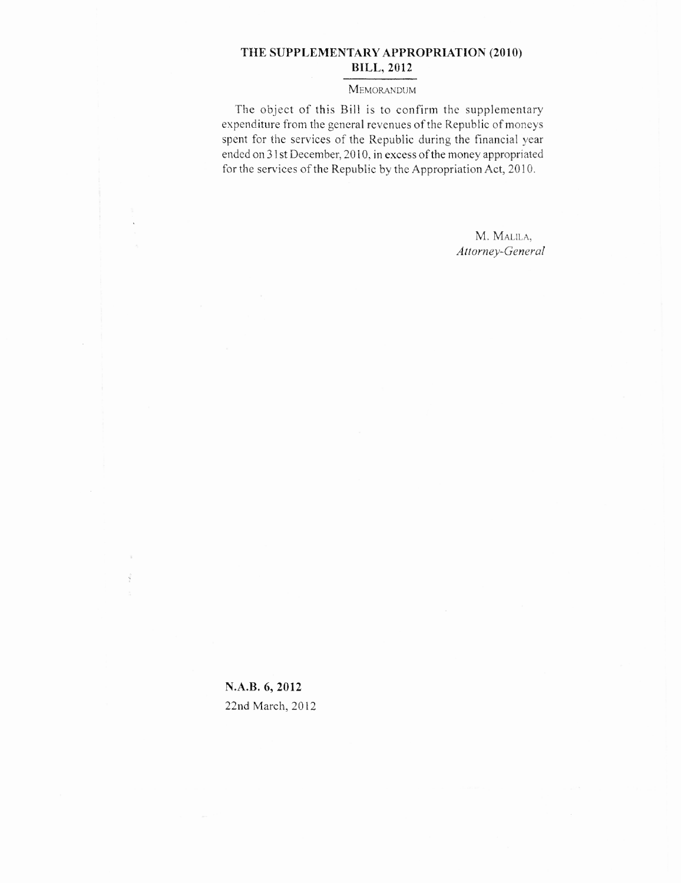# THE SUPPLEMENTARY APPROPRIATION (2010) BILL, 2012

## MEMORANDUM

The object of this Bill is to confirm the supplementary expenditure from the general revenues of the Republic of moneys spent for the services of the Republic during the financial year ended on 31st December, 2010, in excess of the money appropriated for the services of the Republic by the Appropriation Act, 2010.

M. MALILA,
*Attorney-General*

**N.A.B. 6, 2012**
22nd March, 2012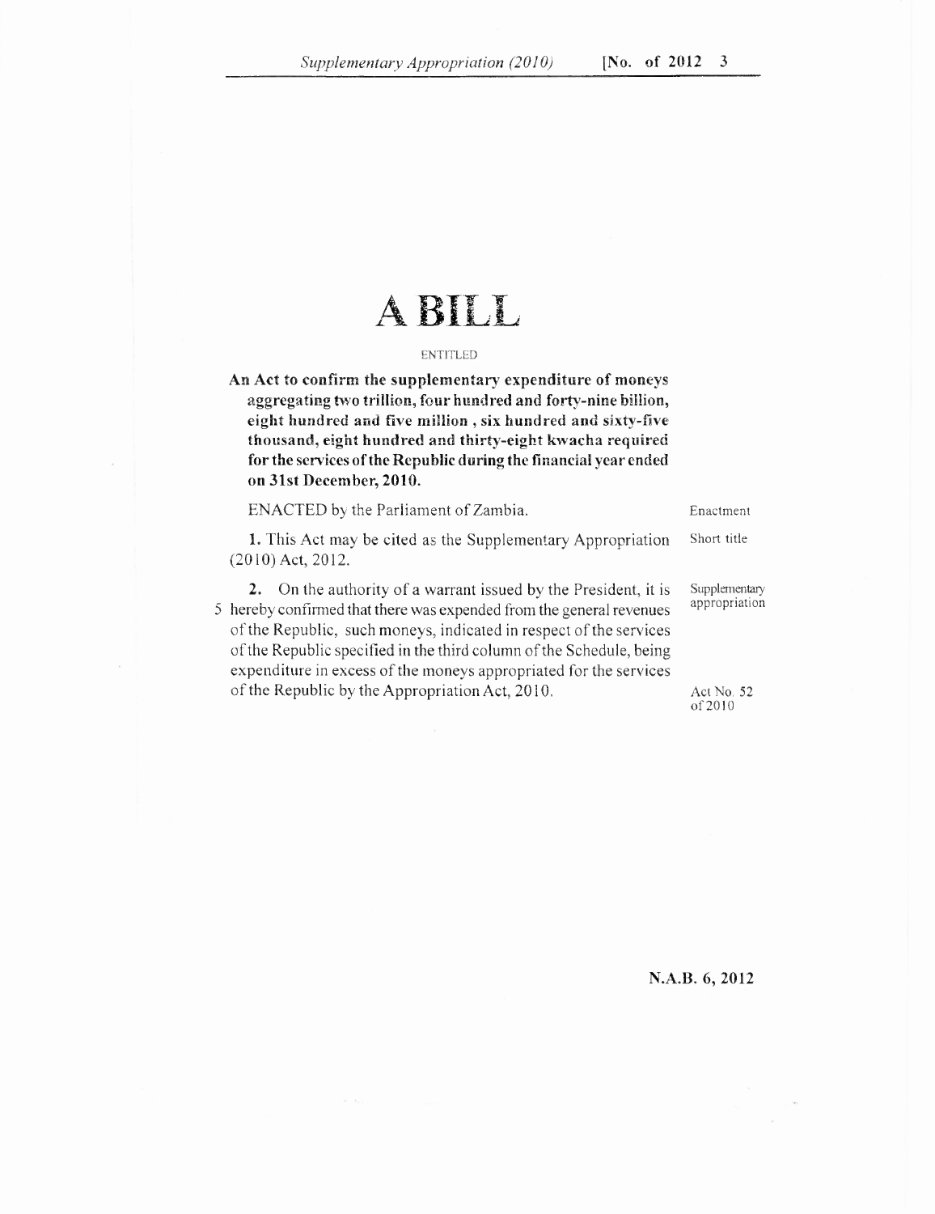# A BILL

ENTITLED

**An Act to confirm the supplementary expenditure of moneys aggregating two trillion, four hundred and forty-nine billion, eight hundred and five million , six hundred and sixty-five thousand, eight hundred and thirty-eight kwacha required for the services of the Republic during the financial year ended on 31st December, 2010.**

ENACTED by the Parliament of Zambia. — Enactment

**1.** This Act may be cited as the Supplementary Appropriation (2010) Act, 2012. — Short title

**2.** On the authority of a warrant issued by the President, it is hereby confirmed that there was expended from the general revenues of the Republic, such moneys, indicated in respect of the services of the Republic specified in the third column of the Schedule, being expenditure in excess of the moneys appropriated for the services of the Republic by the Appropriation Act, 2010. — Supplementary appropriation; Act No. 52 of 2010

N.A.B. 6, 2012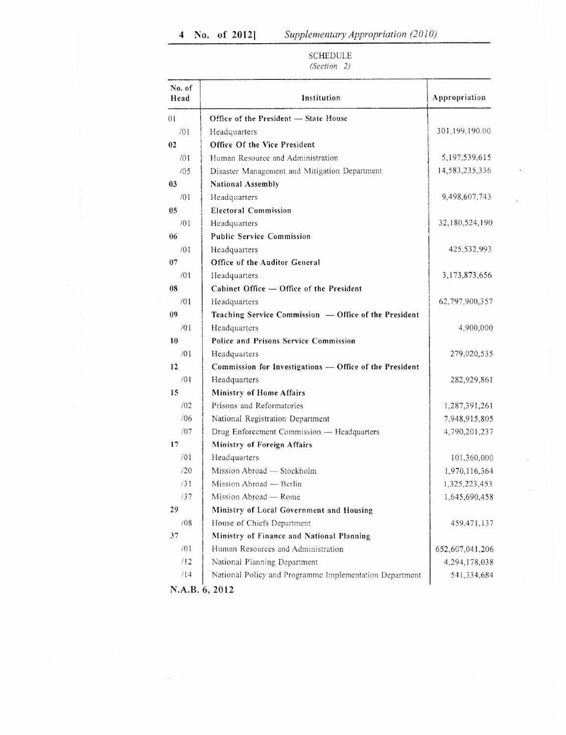## SCHEDULE

*(Section 2)*

| No. of Head | Institution | Appropriation |
|---|---|---|
| 01 | **Office of the President — State House** | |
| /01 | Headquarters | 301,199,190.00 |
| 02 | **Office Of the Vice President** | |
| /01 | Human Resource and Administration | 5,197,539,615 |
| /05 | Disaster Management and Mitigation Department | 14,583,235,336 |
| 03 | **National Assembly** | |
| /01 | Headquarters | 9,498,607,743 |
| 05 | **Electoral Commission** | |
| /01 | Headquarters | 32,180,524,190 |
| 06 | **Public Service Commission** | |
| /01 | Headquarters | 425,532,993 |
| 07 | **Office of the Auditor General** | |
| /01 | Headquarters | 3,173,873,656 |
| 08 | **Cabinet Office — Office of the President** | |
| /01 | Headquarters | 62,797,900,357 |
| 09 | **Teaching Service Commission — Office of the President** | |
| /01 | Headquarters | 4,900,000 |
| 10 | **Police and Prisons Service Commission** | |
| /01 | Headquarters | 279,020,535 |
| 12 | **Commission for Investigations — Office of the President** | |
| /01 | Headquarters | 282,929,861 |
| 15 | **Ministry of Home Affairs** | |
| /02 | Prisons and Reformatories | 1,287,391,261 |
| /06 | National Registration Department | 7,948,915,805 |
| /07 | Drug Enforcement Commission — Headquarters | 4,790,201,237 |
| 17 | **Ministry of Foreign Affairs** | |
| /01 | Headquarters | 101,360,000 |
| /20 | Mission Abroad — Stockholm | 1,970,116,364 |
| /31 | Mission Abroad — Berlin | 1,325,223,453 |
| /37 | Mission Abroad — Rome | 1,645,690,458 |
| 29 | **Ministry of Local Government and Housing** | |
| /08 | House of Chiefs Department | 459,471,137 |
| 37 | **Ministry of Finance and National Planning** | |
| /01 | Human Resources and Administration | 652,607,041,206 |
| /12 | National Planning Department | 4,294,178,038 |
| /14 | National Policy and Programme Implementation Department | 541,334,684 |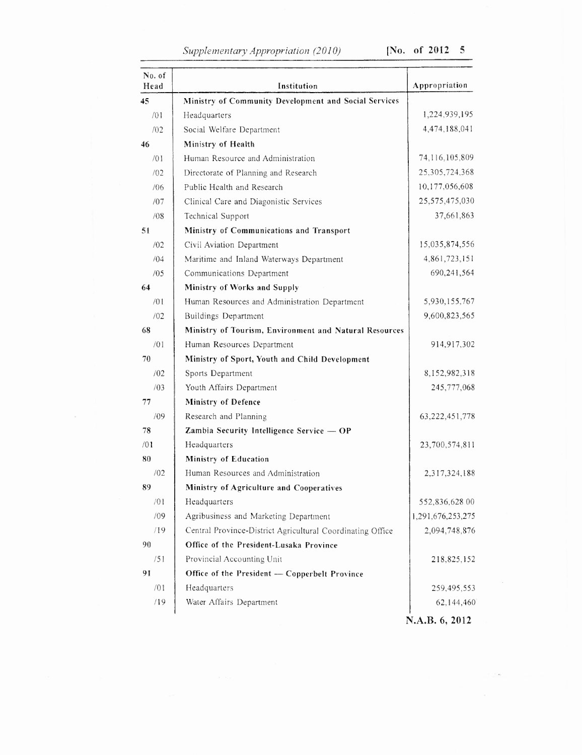| No. of Head | Institution | Appropriation |
|---|---|---|
| 45 | **Ministry of Community Development and Social Services** | |
| /01 | Headquarters | 1,224,939,195 |
| /02 | Social Welfare Department | 4,474,188,041 |
| 46 | **Ministry of Health** | |
| /01 | Human Resource and Administration | 74,116,105,809 |
| /02 | Directorate of Planning and Research | 25,305,724,368 |
| /06 | Public Health and Research | 10,177,056,608 |
| /07 | Clinical Care and Diagonistic Services | 25,575,475,030 |
| /08 | Technical Support | 37,661,863 |
| 51 | **Ministry of Communications and Transport** | |
| /02 | Civil Aviation Department | 15,035,874,556 |
| /04 | Maritime and Inland Waterways Department | 4,861,723,151 |
| /05 | Communications Department | 690,241,564 |
| 64 | **Ministry of Works and Supply** | |
| /01 | Human Resources and Administration Department | 5,930,155,767 |
| /02 | Buildings Department | 9,600,823,565 |
| 68 | **Ministry of Tourism, Environment and Natural Resources** | |
| /01 | Human Resources Department | 914,917,302 |
| 70 | **Ministry of Sport, Youth and Child Development** | |
| /02 | Sports Department | 8,152,982,318 |
| /03 | Youth Affairs Department | 245,777,068 |
| 77 | **Ministry of Defence** | |
| /09 | Research and Planning | 63,222,451,778 |
| 78 | **Zambia Security Intelligence Service — OP** | |
| /01 | Headquarters | 23,700,574,811 |
| 80 | **Ministry of Education** | |
| /02 | Human Resources and Administration | 2,317,324,188 |
| 89 | **Ministry of Agriculture and Cooperatives** | |
| /01 | Headquarters | 552,836,628 00 |
| /09 | Agribusiness and Marketing Department | 1,291,676,253,275 |
| /19 | Central Province-District Agricultural Coordinating Office | 2,094,748,876 |
| 90 | **Office of the President-Lusaka Province** | |
| /51 | Provincial Accounting Unit | 218,825,152 |
| 91 | **Office of the President — Copperbelt Province** | |
| /01 | Headquarters | 259,495,553 |
| /19 | Water Affairs Department | 62,144,460 |

N.A.B. 6, 2012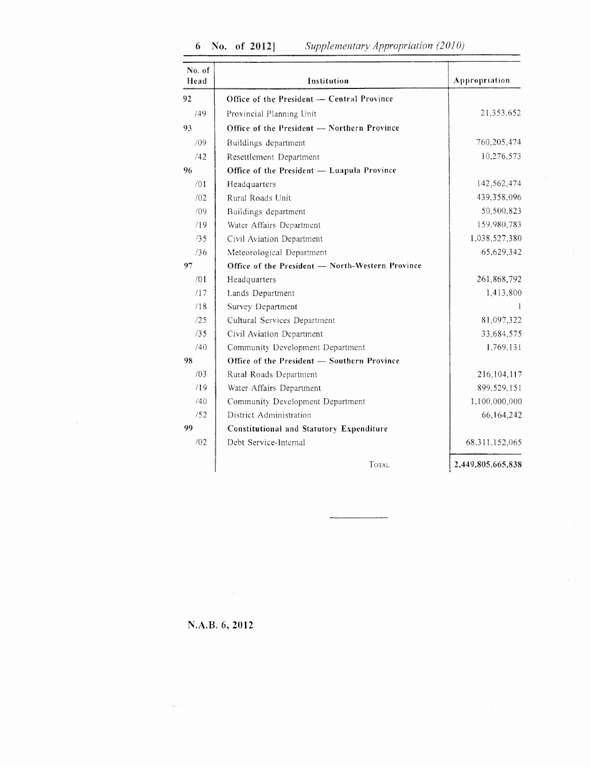| No. of Head | Institution | Appropriation |
|---|---|---|
| 92 | **Office of the President — Central Province** | |
| /49 | Provincial Planning Unit | 21,353,652 |
| 93 | **Office of the President — Northern Province** | |
| /09 | Buildings department | 760,205,474 |
| /42 | Resettlement Department | 10,276,573 |
| 96 | **Office of the President — Luapula Province** | |
| /01 | Headquarters | 142,562,474 |
| /02 | Rural Roads Unit | 439,358,096 |
| /09 | Buildings department | 50,500,823 |
| /19 | Water Affairs Department | 159,980,783 |
| /35 | Civil Aviation Department | 1,038,527,380 |
| /36 | Meteorological Department | 65,629,342 |
| 97 | **Office of the President — North-Western Province** | |
| /01 | Headquarters | 261,868,792 |
| /17 | Lands Department | 1,413,800 |
| /18 | Survey Department | 1 |
| /25 | Cultural Services Department | 81,097,322 |
| /35 | Civil Aviation Department | 33,684,575 |
| /40 | Community Development Department | 1,769,131 |
| 98 | **Office of the President — Southern Province** | |
| /03 | Rural Roads Department | 216,104,117 |
| /19 | Water Affairs Department | 899,529,151 |
| /40 | Community Development Department | 1,100,000,000 |
| /52 | District Administration | 66,164,242 |
| 99 | **Constitutional and Statutory Expenditure** | |
| /02 | Debt Service-Internal | 68,311,152,065 |
| | TOTAL | **2,449,805,665,838** |

**N.A.B. 6, 2012**